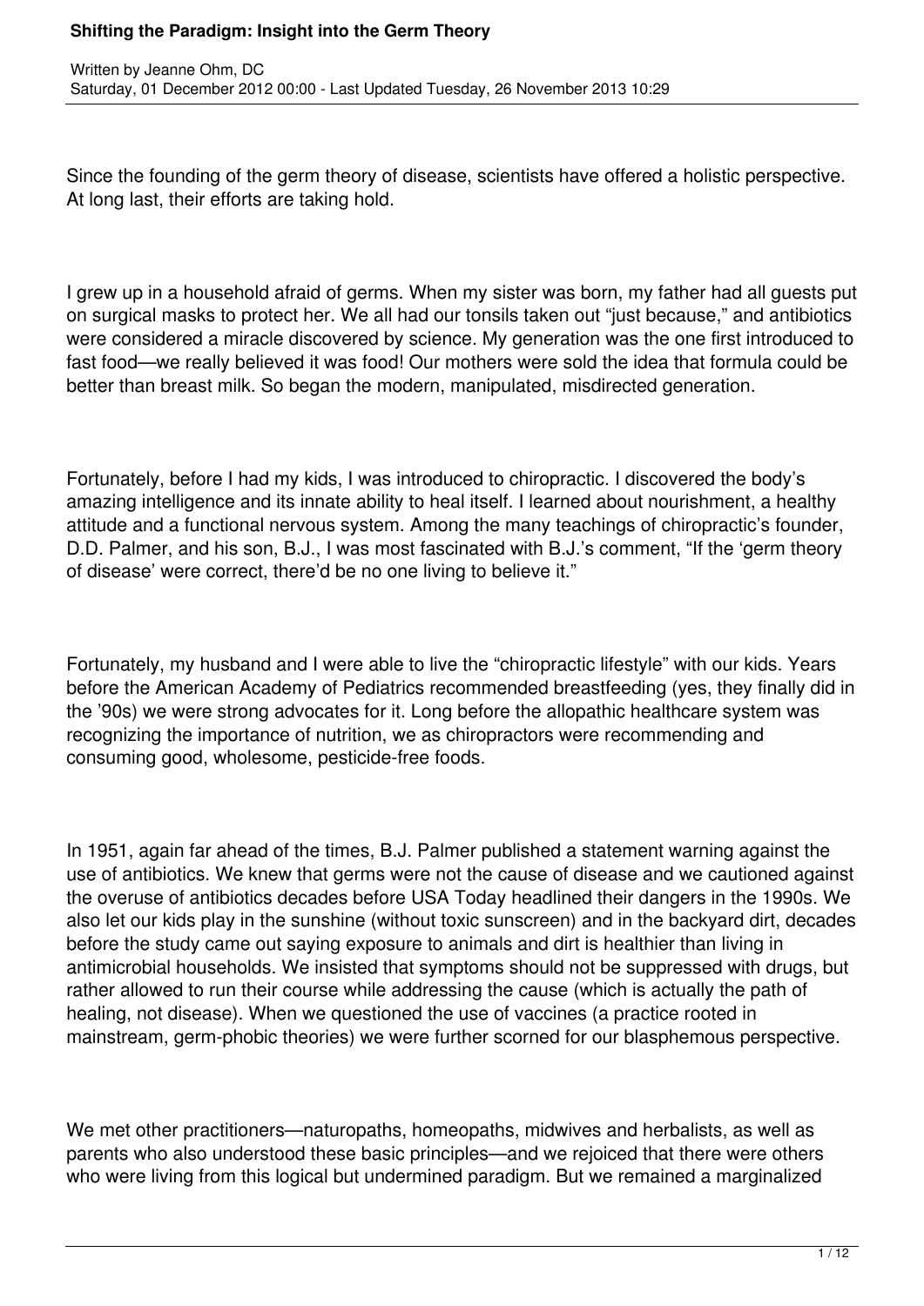Since the founding of the germ theory of disease, scientists have offered a holistic perspective. At long last, their efforts are taking hold.

I grew up in a household afraid of germs. When my sister was born, my father had all guests put on surgical masks to protect her. We all had our tonsils taken out "just because," and antibiotics were considered a miracle discovered by science. My generation was the one first introduced to fast food—we really believed it was food! Our mothers were sold the idea that formula could be better than breast milk. So began the modern, manipulated, misdirected generation.

Fortunately, before I had my kids, I was introduced to chiropractic. I discovered the body's amazing intelligence and its innate ability to heal itself. I learned about nourishment, a healthy attitude and a functional nervous system. Among the many teachings of chiropractic's founder, D.D. Palmer, and his son, B.J., I was most fascinated with B.J.'s comment, "If the 'germ theory of disease' were correct, there'd be no one living to believe it."

Fortunately, my husband and I were able to live the "chiropractic lifestyle" with our kids. Years before the American Academy of Pediatrics recommended breastfeeding (yes, they finally did in the '90s) we were strong advocates for it. Long before the allopathic healthcare system was recognizing the importance of nutrition, we as chiropractors were recommending and consuming good, wholesome, pesticide-free foods.

In 1951, again far ahead of the times, B.J. Palmer published a statement warning against the use of antibiotics. We knew that germs were not the cause of disease and we cautioned against the overuse of antibiotics decades before USA Today headlined their dangers in the 1990s. We also let our kids play in the sunshine (without toxic sunscreen) and in the backyard dirt, decades before the study came out saying exposure to animals and dirt is healthier than living in antimicrobial households. We insisted that symptoms should not be suppressed with drugs, but rather allowed to run their course while addressing the cause (which is actually the path of healing, not disease). When we questioned the use of vaccines (a practice rooted in mainstream, germ-phobic theories) we were further scorned for our blasphemous perspective.

We met other practitioners—naturopaths, homeopaths, midwives and herbalists, as well as parents who also understood these basic principles—and we rejoiced that there were others who were living from this logical but undermined paradigm. But we remained a marginalized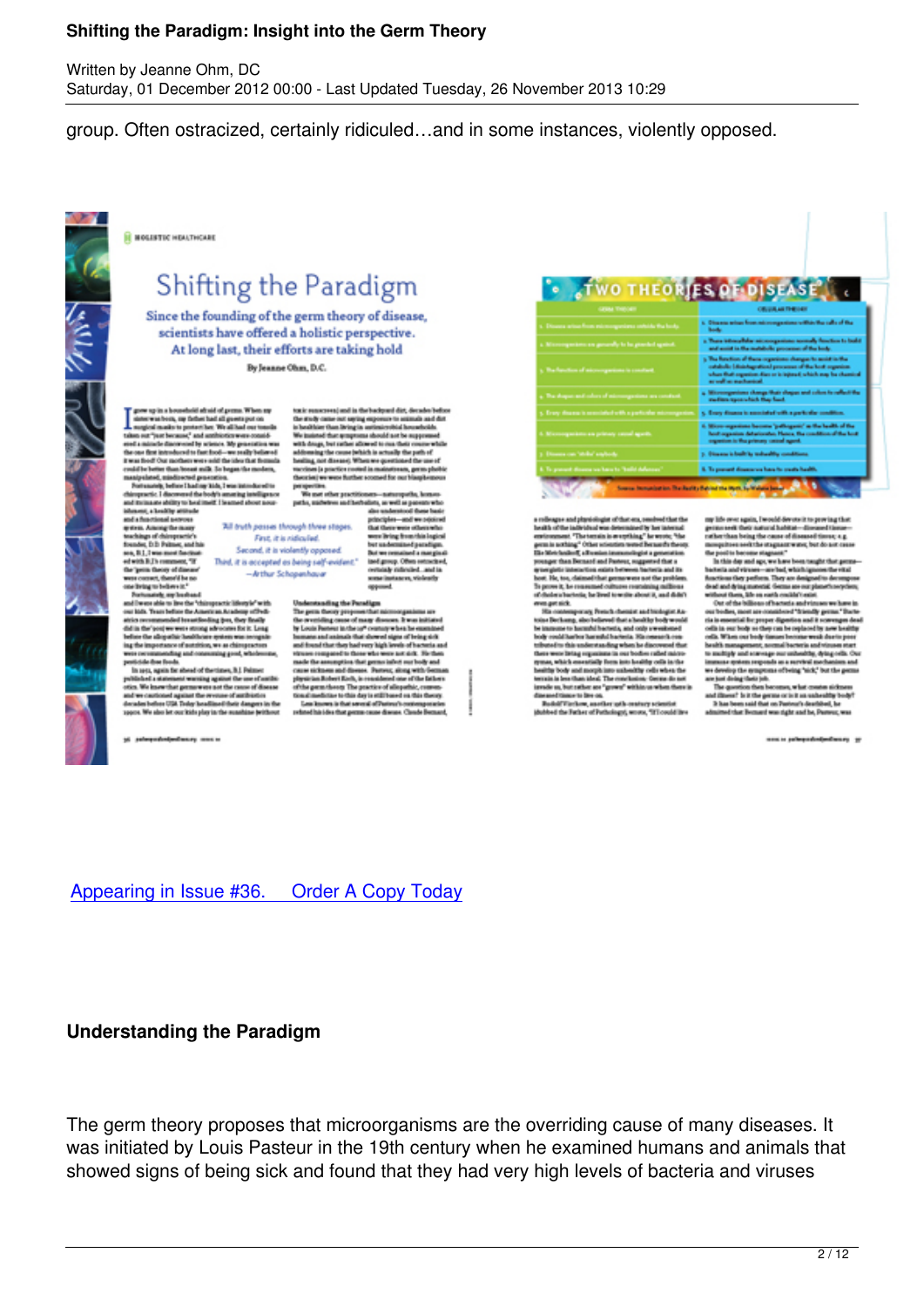group. Often ostracized, certainly ridiculed…and in some instances, violently opposed.

Appearing in Issue #36.   Order A Copy Today

**Understanding the Paradigm**

The germ theory proposes that microorganisms are the overriding cause of many diseases. It was initiated by Louis Pasteur in the 19th century when he examined humans and animals that showed signs of being sick and found that they had very high levels of bacteria and viruses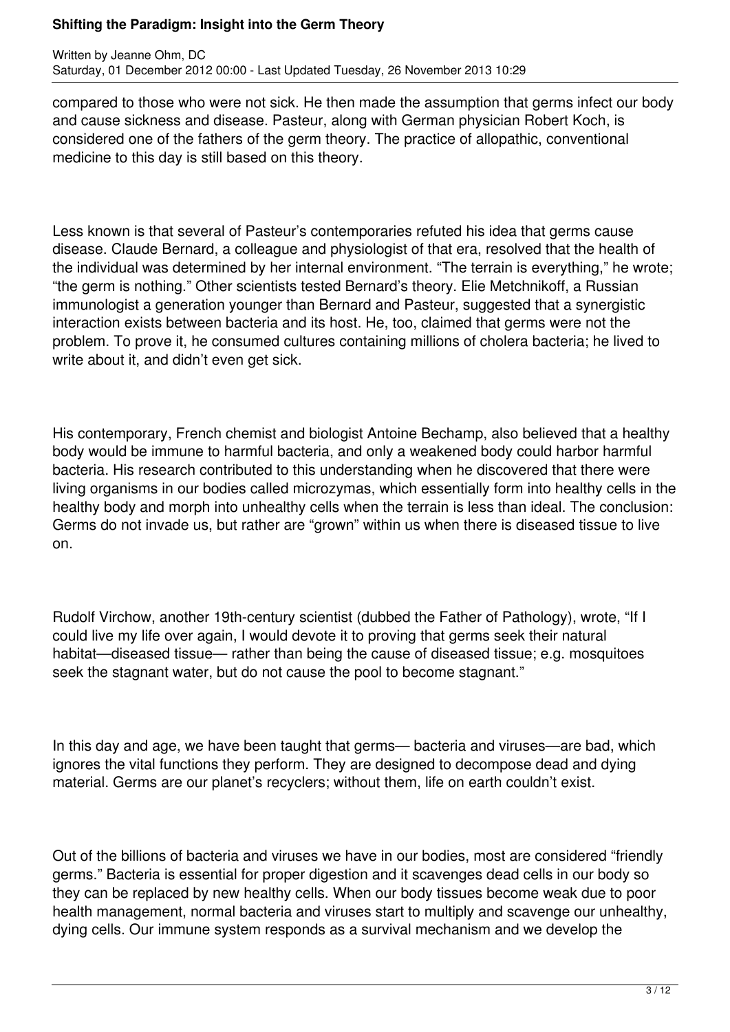compared to those who were not sick. He then made the assumption that germs infect our body and cause sickness and disease. Pasteur, along with German physician Robert Koch, is considered one of the fathers of the germ theory. The practice of allopathic, conventional medicine to this day is still based on this theory.

Less known is that several of Pasteur's contemporaries refuted his idea that germs cause disease. Claude Bernard, a colleague and physiologist of that era, resolved that the health of the individual was determined by her internal environment. "The terrain is everything," he wrote; "the germ is nothing." Other scientists tested Bernard's theory. Elie Metchnikoff, a Russian immunologist a generation younger than Bernard and Pasteur, suggested that a synergistic interaction exists between bacteria and its host. He, too, claimed that germs were not the problem. To prove it, he consumed cultures containing millions of cholera bacteria; he lived to write about it, and didn't even get sick.

His contemporary, French chemist and biologist Antoine Bechamp, also believed that a healthy body would be immune to harmful bacteria, and only a weakened body could harbor harmful bacteria. His research contributed to this understanding when he discovered that there were living organisms in our bodies called microzymas, which essentially form into healthy cells in the healthy body and morph into unhealthy cells when the terrain is less than ideal. The conclusion: Germs do not invade us, but rather are "grown" within us when there is diseased tissue to live on.

Rudolf Virchow, another 19th-century scientist (dubbed the Father of Pathology), wrote, "If I could live my life over again, I would devote it to proving that germs seek their natural habitat—diseased tissue— rather than being the cause of diseased tissue; e.g. mosquitoes seek the stagnant water, but do not cause the pool to become stagnant."

In this day and age, we have been taught that germs— bacteria and viruses—are bad, which ignores the vital functions they perform. They are designed to decompose dead and dying material. Germs are our planet's recyclers; without them, life on earth couldn't exist.

Out of the billions of bacteria and viruses we have in our bodies, most are considered "friendly germs." Bacteria is essential for proper digestion and it scavenges dead cells in our body so they can be replaced by new healthy cells. When our body tissues become weak due to poor health management, normal bacteria and viruses start to multiply and scavenge our unhealthy, dying cells. Our immune system responds as a survival mechanism and we develop the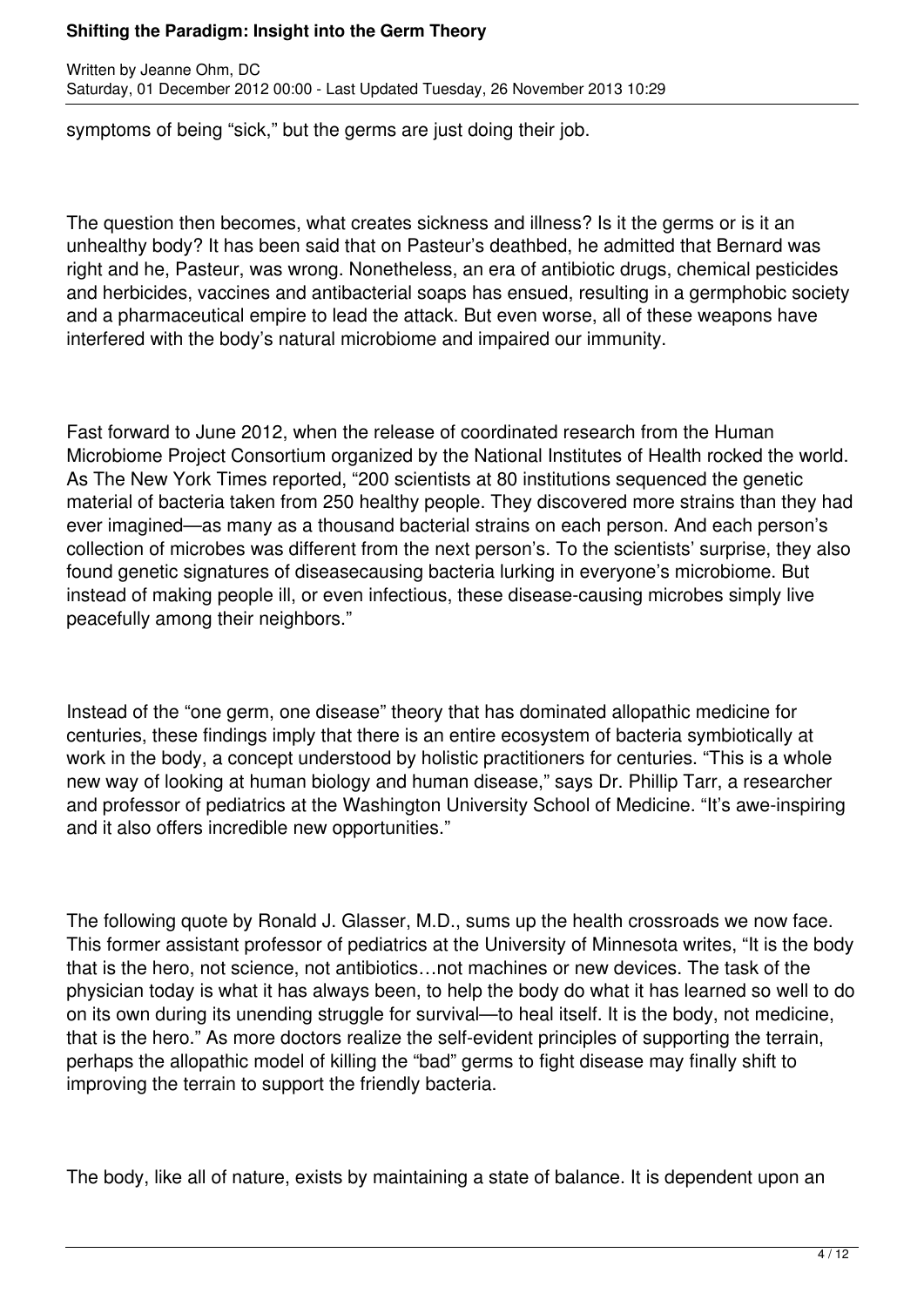symptoms of being "sick," but the germs are just doing their job.

The question then becomes, what creates sickness and illness? Is it the germs or is it an unhealthy body? It has been said that on Pasteur's deathbed, he admitted that Bernard was right and he, Pasteur, was wrong. Nonetheless, an era of antibiotic drugs, chemical pesticides and herbicides, vaccines and antibacterial soaps has ensued, resulting in a germphobic society and a pharmaceutical empire to lead the attack. But even worse, all of these weapons have interfered with the body's natural microbiome and impaired our immunity.

Fast forward to June 2012, when the release of coordinated research from the Human Microbiome Project Consortium organized by the National Institutes of Health rocked the world. As The New York Times reported, "200 scientists at 80 institutions sequenced the genetic material of bacteria taken from 250 healthy people. They discovered more strains than they had ever imagined—as many as a thousand bacterial strains on each person. And each person's collection of microbes was different from the next person's. To the scientists' surprise, they also found genetic signatures of diseasecausing bacteria lurking in everyone's microbiome. But instead of making people ill, or even infectious, these disease-causing microbes simply live peacefully among their neighbors."

Instead of the "one germ, one disease" theory that has dominated allopathic medicine for centuries, these findings imply that there is an entire ecosystem of bacteria symbiotically at work in the body, a concept understood by holistic practitioners for centuries. "This is a whole new way of looking at human biology and human disease," says Dr. Phillip Tarr, a researcher and professor of pediatrics at the Washington University School of Medicine. "It's awe-inspiring and it also offers incredible new opportunities."

The following quote by Ronald J. Glasser, M.D., sums up the health crossroads we now face. This former assistant professor of pediatrics at the University of Minnesota writes, "It is the body that is the hero, not science, not antibiotics…not machines or new devices. The task of the physician today is what it has always been, to help the body do what it has learned so well to do on its own during its unending struggle for survival—to heal itself. It is the body, not medicine, that is the hero." As more doctors realize the self-evident principles of supporting the terrain, perhaps the allopathic model of killing the "bad" germs to fight disease may finally shift to improving the terrain to support the friendly bacteria.

The body, like all of nature, exists by maintaining a state of balance. It is dependent upon an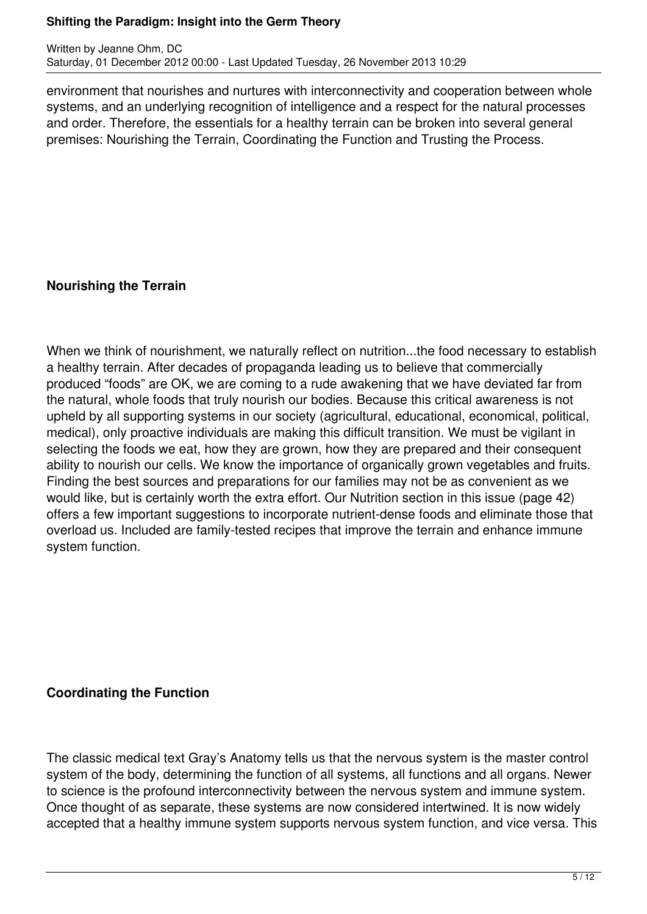environment that nourishes and nurtures with interconnectivity and cooperation between whole systems, and an underlying recognition of intelligence and a respect for the natural processes and order. Therefore, the essentials for a healthy terrain can be broken into several general premises: Nourishing the Terrain, Coordinating the Function and Trusting the Process.

## Nourishing the Terrain

When we think of nourishment, we naturally reflect on nutrition...the food necessary to establish a healthy terrain. After decades of propaganda leading us to believe that commercially produced "foods" are OK, we are coming to a rude awakening that we have deviated far from the natural, whole foods that truly nourish our bodies. Because this critical awareness is not upheld by all supporting systems in our society (agricultural, educational, economical, political, medical), only proactive individuals are making this difficult transition. We must be vigilant in selecting the foods we eat, how they are grown, how they are prepared and their consequent ability to nourish our cells. We know the importance of organically grown vegetables and fruits. Finding the best sources and preparations for our families may not be as convenient as we would like, but is certainly worth the extra effort. Our Nutrition section in this issue (page 42) offers a few important suggestions to incorporate nutrient-dense foods and eliminate those that overload us. Included are family-tested recipes that improve the terrain and enhance immune system function.

## Coordinating the Function

The classic medical text Gray's Anatomy tells us that the nervous system is the master control system of the body, determining the function of all systems, all functions and all organs. Newer to science is the profound interconnectivity between the nervous system and immune system. Once thought of as separate, these systems are now considered intertwined. It is now widely accepted that a healthy immune system supports nervous system function, and vice versa. This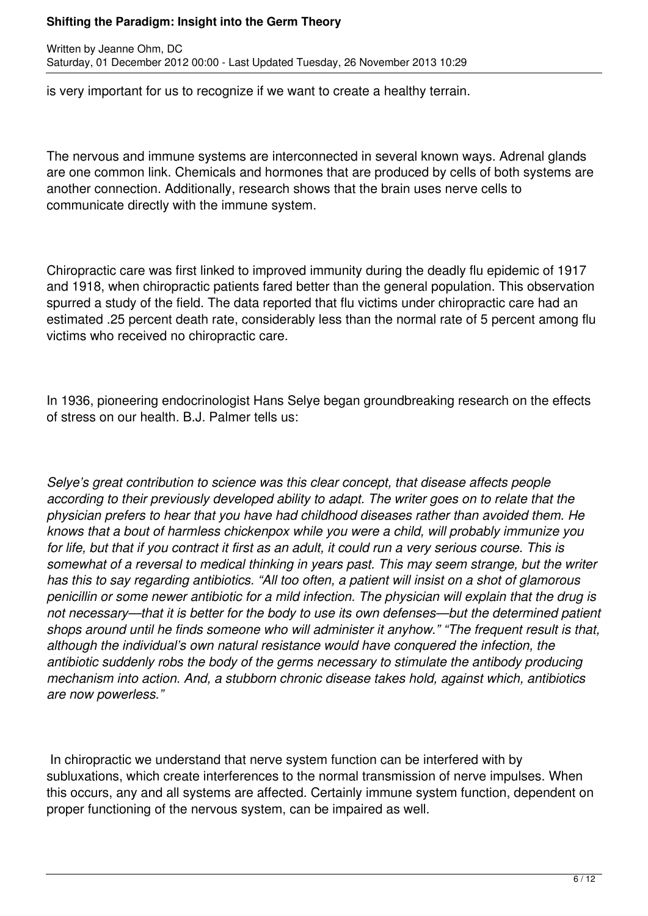is very important for us to recognize if we want to create a healthy terrain.

The nervous and immune systems are interconnected in several known ways. Adrenal glands are one common link. Chemicals and hormones that are produced by cells of both systems are another connection. Additionally, research shows that the brain uses nerve cells to communicate directly with the immune system.

Chiropractic care was first linked to improved immunity during the deadly flu epidemic of 1917 and 1918, when chiropractic patients fared better than the general population. This observation spurred a study of the field. The data reported that flu victims under chiropractic care had an estimated .25 percent death rate, considerably less than the normal rate of 5 percent among flu victims who received no chiropractic care.

In 1936, pioneering endocrinologist Hans Selye began groundbreaking research on the effects of stress on our health. B.J. Palmer tells us:

*Selye's great contribution to science was this clear concept, that disease affects people according to their previously developed ability to adapt. The writer goes on to relate that the physician prefers to hear that you have had childhood diseases rather than avoided them. He knows that a bout of harmless chickenpox while you were a child, will probably immunize you for life, but that if you contract it first as an adult, it could run a very serious course. This is somewhat of a reversal to medical thinking in years past. This may seem strange, but the writer has this to say regarding antibiotics. "All too often, a patient will insist on a shot of glamorous penicillin or some newer antibiotic for a mild infection. The physician will explain that the drug is not necessary—that it is better for the body to use its own defenses—but the determined patient shops around until he finds someone who will administer it anyhow." "The frequent result is that, although the individual's own natural resistance would have conquered the infection, the antibiotic suddenly robs the body of the germs necessary to stimulate the antibody producing mechanism into action. And, a stubborn chronic disease takes hold, against which, antibiotics are now powerless."*

In chiropractic we understand that nerve system function can be interfered with by subluxations, which create interferences to the normal transmission of nerve impulses. When this occurs, any and all systems are affected. Certainly immune system function, dependent on proper functioning of the nervous system, can be impaired as well.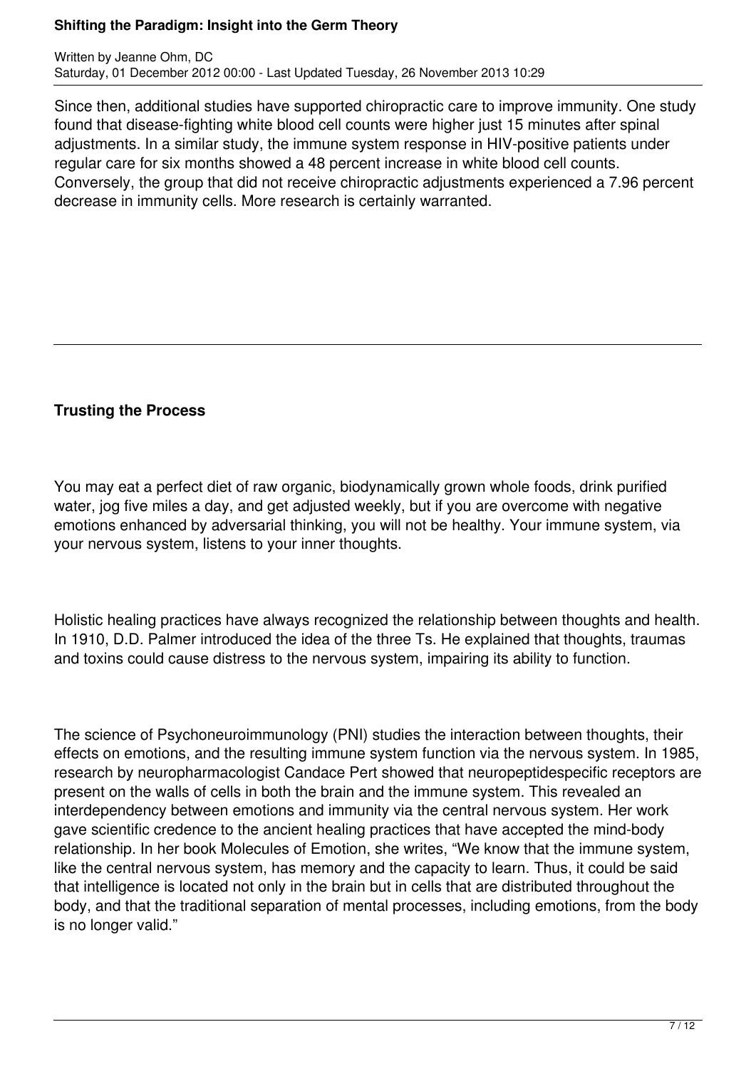Since then, additional studies have supported chiropractic care to improve immunity. One study found that disease-fighting white blood cell counts were higher just 15 minutes after spinal adjustments. In a similar study, the immune system response in HIV-positive patients under regular care for six months showed a 48 percent increase in white blood cell counts. Conversely, the group that did not receive chiropractic adjustments experienced a 7.96 percent decrease in immunity cells. More research is certainly warranted.

---

**Trusting the Process**

You may eat a perfect diet of raw organic, biodynamically grown whole foods, drink purified water, jog five miles a day, and get adjusted weekly, but if you are overcome with negative emotions enhanced by adversarial thinking, you will not be healthy. Your immune system, via your nervous system, listens to your inner thoughts.

Holistic healing practices have always recognized the relationship between thoughts and health. In 1910, D.D. Palmer introduced the idea of the three Ts. He explained that thoughts, traumas and toxins could cause distress to the nervous system, impairing its ability to function.

The science of Psychoneuroimmunology (PNI) studies the interaction between thoughts, their effects on emotions, and the resulting immune system function via the nervous system. In 1985, research by neuropharmacologist Candace Pert showed that neuropeptidespecific receptors are present on the walls of cells in both the brain and the immune system. This revealed an interdependency between emotions and immunity via the central nervous system. Her work gave scientific credence to the ancient healing practices that have accepted the mind-body relationship. In her book Molecules of Emotion, she writes, "We know that the immune system, like the central nervous system, has memory and the capacity to learn. Thus, it could be said that intelligence is located not only in the brain but in cells that are distributed throughout the body, and that the traditional separation of mental processes, including emotions, from the body is no longer valid."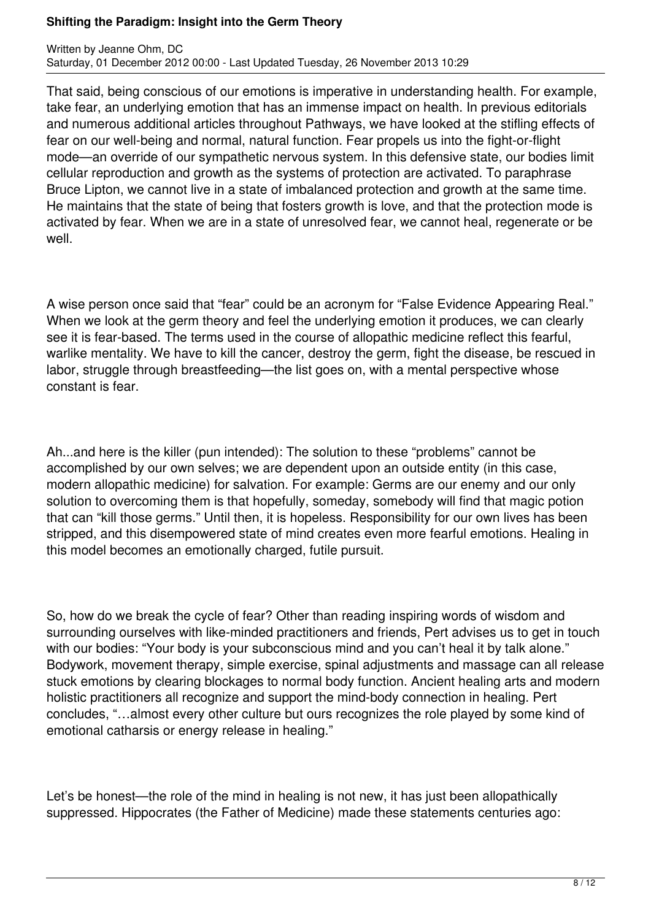That said, being conscious of our emotions is imperative in understanding health. For example, take fear, an underlying emotion that has an immense impact on health. In previous editorials and numerous additional articles throughout Pathways, we have looked at the stifling effects of fear on our well-being and normal, natural function. Fear propels us into the fight-or-flight mode—an override of our sympathetic nervous system. In this defensive state, our bodies limit cellular reproduction and growth as the systems of protection are activated. To paraphrase Bruce Lipton, we cannot live in a state of imbalanced protection and growth at the same time. He maintains that the state of being that fosters growth is love, and that the protection mode is activated by fear. When we are in a state of unresolved fear, we cannot heal, regenerate or be well.

A wise person once said that "fear" could be an acronym for "False Evidence Appearing Real." When we look at the germ theory and feel the underlying emotion it produces, we can clearly see it is fear-based. The terms used in the course of allopathic medicine reflect this fearful, warlike mentality. We have to kill the cancer, destroy the germ, fight the disease, be rescued in labor, struggle through breastfeeding—the list goes on, with a mental perspective whose constant is fear.

Ah...and here is the killer (pun intended): The solution to these "problems" cannot be accomplished by our own selves; we are dependent upon an outside entity (in this case, modern allopathic medicine) for salvation. For example: Germs are our enemy and our only solution to overcoming them is that hopefully, someday, somebody will find that magic potion that can "kill those germs." Until then, it is hopeless. Responsibility for our own lives has been stripped, and this disempowered state of mind creates even more fearful emotions. Healing in this model becomes an emotionally charged, futile pursuit.

So, how do we break the cycle of fear? Other than reading inspiring words of wisdom and surrounding ourselves with like-minded practitioners and friends, Pert advises us to get in touch with our bodies: "Your body is your subconscious mind and you can't heal it by talk alone." Bodywork, movement therapy, simple exercise, spinal adjustments and massage can all release stuck emotions by clearing blockages to normal body function. Ancient healing arts and modern holistic practitioners all recognize and support the mind-body connection in healing. Pert concludes, "…almost every other culture but ours recognizes the role played by some kind of emotional catharsis or energy release in healing."

Let's be honest—the role of the mind in healing is not new, it has just been allopathically suppressed. Hippocrates (the Father of Medicine) made these statements centuries ago: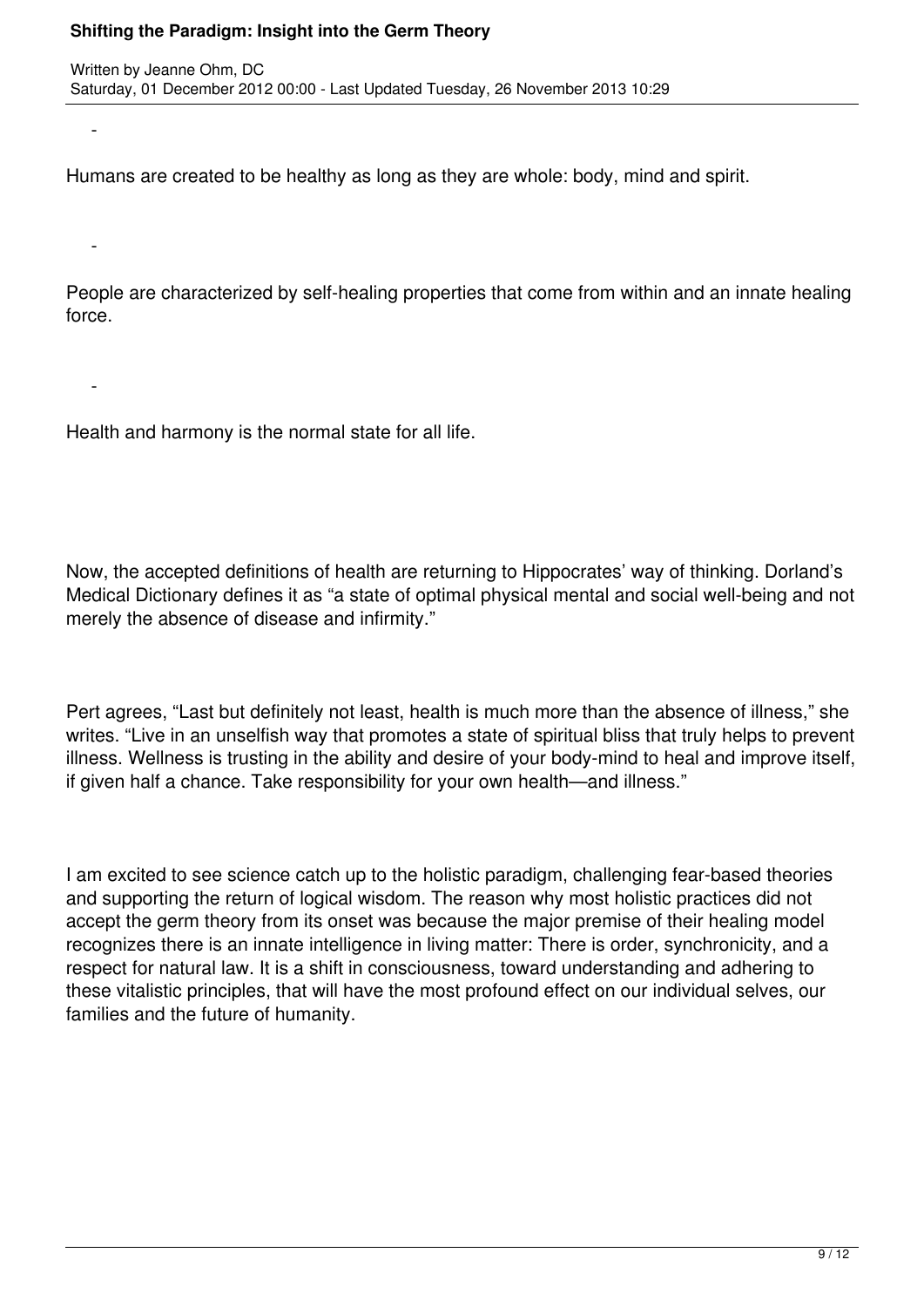- Humans are created to be healthy as long as they are whole: body, mind and spirit.

- People are characterized by self-healing properties that come from within and an innate healing force.

- Health and harmony is the normal state for all life.

Now, the accepted definitions of health are returning to Hippocrates' way of thinking. Dorland's Medical Dictionary defines it as "a state of optimal physical mental and social well-being and not merely the absence of disease and infirmity."

Pert agrees, "Last but definitely not least, health is much more than the absence of illness," she writes. "Live in an unselfish way that promotes a state of spiritual bliss that truly helps to prevent illness. Wellness is trusting in the ability and desire of your body-mind to heal and improve itself, if given half a chance. Take responsibility for your own health—and illness."

I am excited to see science catch up to the holistic paradigm, challenging fear-based theories and supporting the return of logical wisdom. The reason why most holistic practices did not accept the germ theory from its onset was because the major premise of their healing model recognizes there is an innate intelligence in living matter: There is order, synchronicity, and a respect for natural law. It is a shift in consciousness, toward understanding and adhering to these vitalistic principles, that will have the most profound effect on our individual selves, our families and the future of humanity.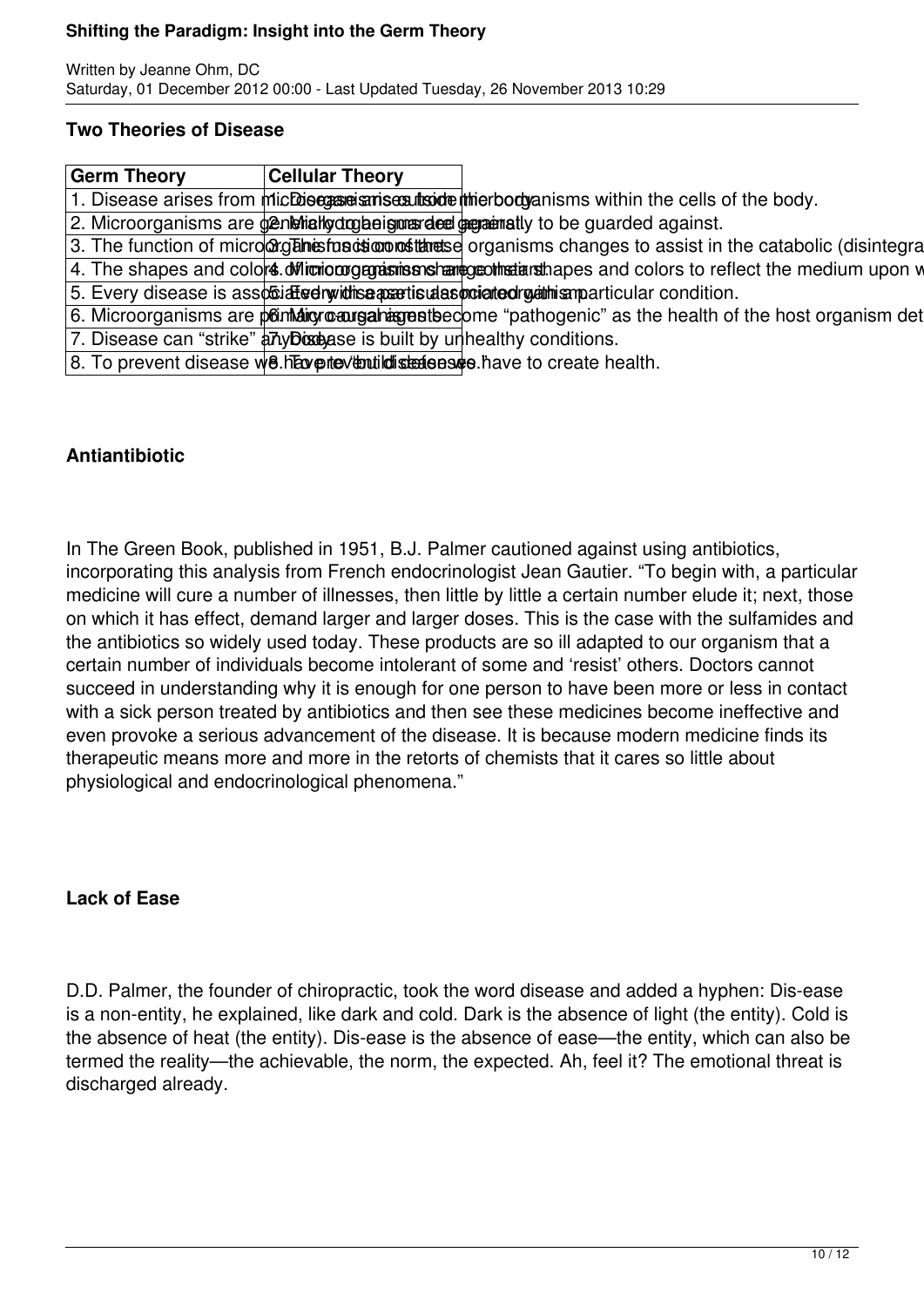### Two Theories of Disease

| Germ Theory | Cellular Theory |
| --- | --- |
| 1. Disease arises from microorganisms outside the body. | 1. Disease arises from microorganisms within the cells of the body. |
| 2. Microorganisms are generally to be guarded against. | 2. Mainly to be guarded against. |
| 3. The function of microorganisms is constant. | 3. The function of these organisms changes to assist in the catabolic (disintegra |
| 4. The shapes and colors of microorganisms are constant. | 4. Microorganisms change their shapes and colors to reflect the medium upon w |
| 5. Every disease is associated with a particular microorganism. | 5. Every disease is associated with a particular condition. |
| 6. Microorganisms are primary causal agents. | 6. Microorganisms become “pathogenic” as the health of the host organism det |
| 7. Disease can “strike” anybody. | 7. Disease is built by unhealthy conditions. |
| 8. To prevent disease we have to “build defenses.” | 8. To prevent disease we have to create health. |

### Antiantibiotic

In The Green Book, published in 1951, B.J. Palmer cautioned against using antibiotics, incorporating this analysis from French endocrinologist Jean Gautier. “To begin with, a particular medicine will cure a number of illnesses, then little by little a certain number elude it; next, those on which it has effect, demand larger and larger doses. This is the case with the sulfamides and the antibiotics so widely used today. These products are so ill adapted to our organism that a certain number of individuals become intolerant of some and ‘resist’ others. Doctors cannot succeed in understanding why it is enough for one person to have been more or less in contact with a sick person treated by antibiotics and then see these medicines become ineffective and even provoke a serious advancement of the disease. It is because modern medicine finds its therapeutic means more and more in the retorts of chemists that it cares so little about physiological and endocrinological phenomena.”

### Lack of Ease

D.D. Palmer, the founder of chiropractic, took the word disease and added a hyphen: Dis-ease is a non-entity, he explained, like dark and cold. Dark is the absence of light (the entity). Cold is the absence of heat (the entity). Dis-ease is the absence of ease—the entity, which can also be termed the reality—the achievable, the norm, the expected. Ah, feel it? The emotional threat is discharged already.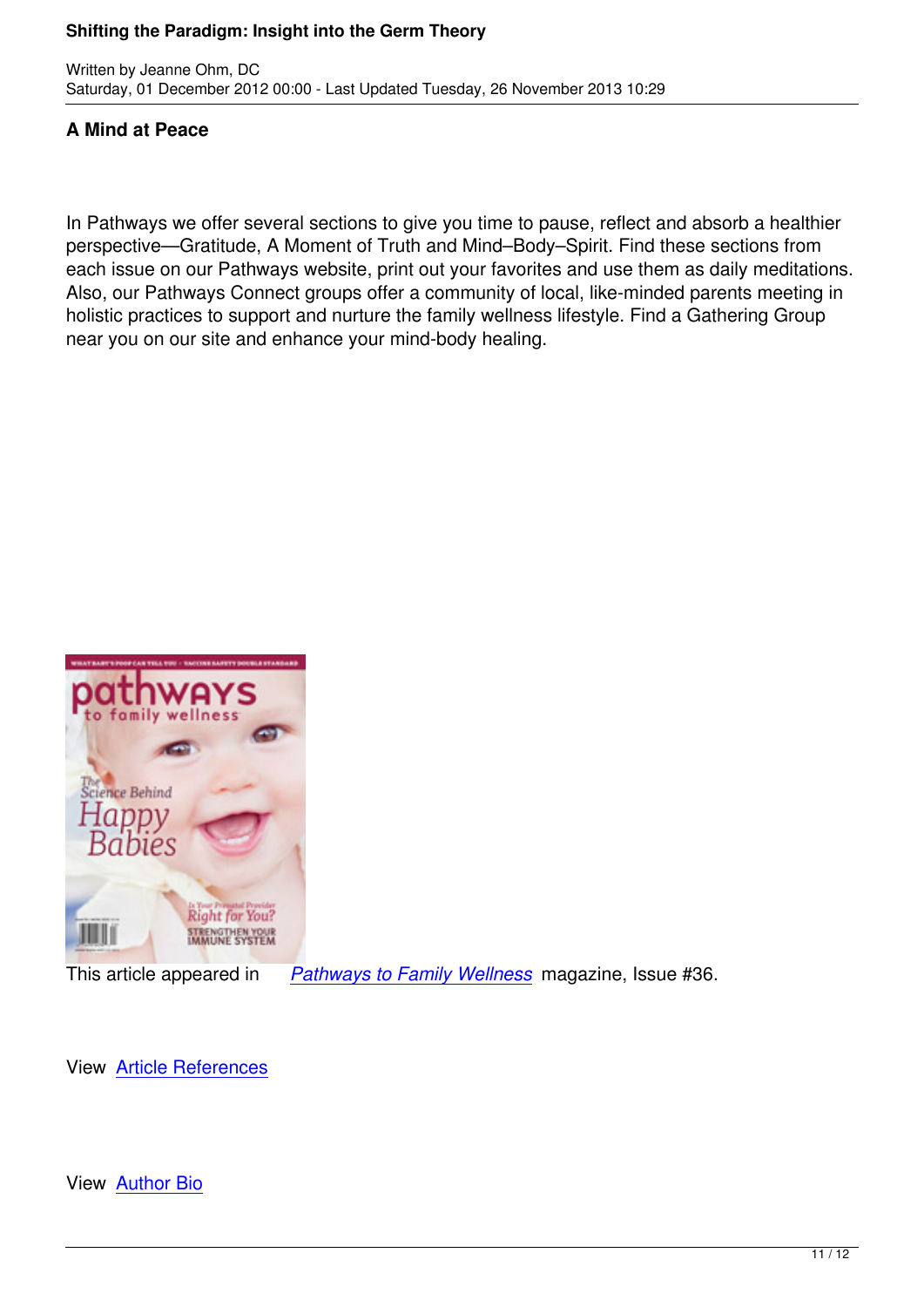### A Mind at Peace

In Pathways we offer several sections to give you time to pause, reflect and absorb a healthier perspective—Gratitude, A Moment of Truth and Mind–Body–Spirit. Find these sections from each issue on our Pathways website, print out your favorites and use them as daily meditations. Also, our Pathways Connect groups offer a community of local, like-minded parents meeting in holistic practices to support and nurture the family wellness lifestyle. Find a Gathering Group near you on our site and enhance your mind-body healing.

This article appeared in *Pathways to Family Wellness* magazine, Issue #36.

View Article References

View Author Bio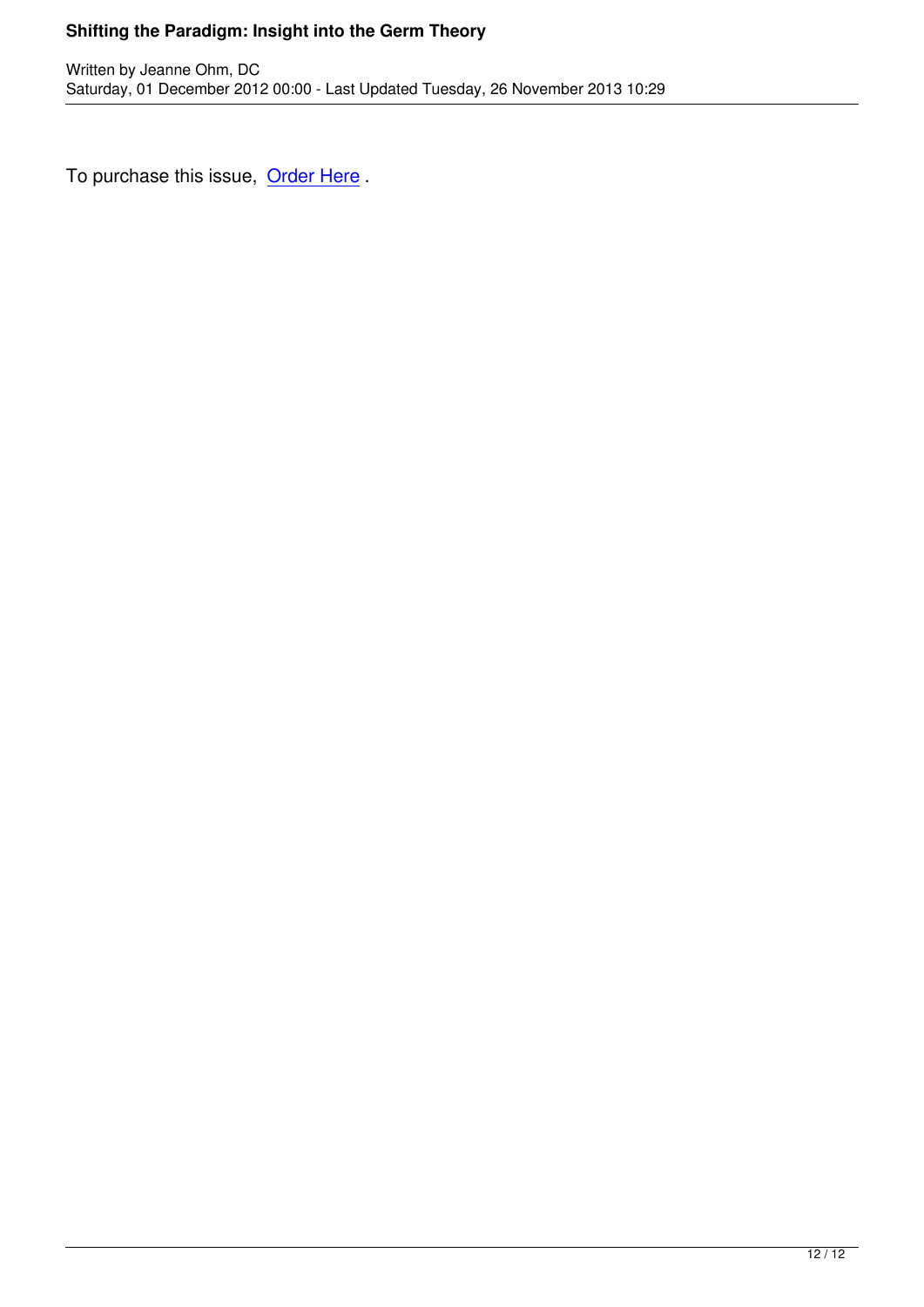To purchase this issue, [Order Here](#) .